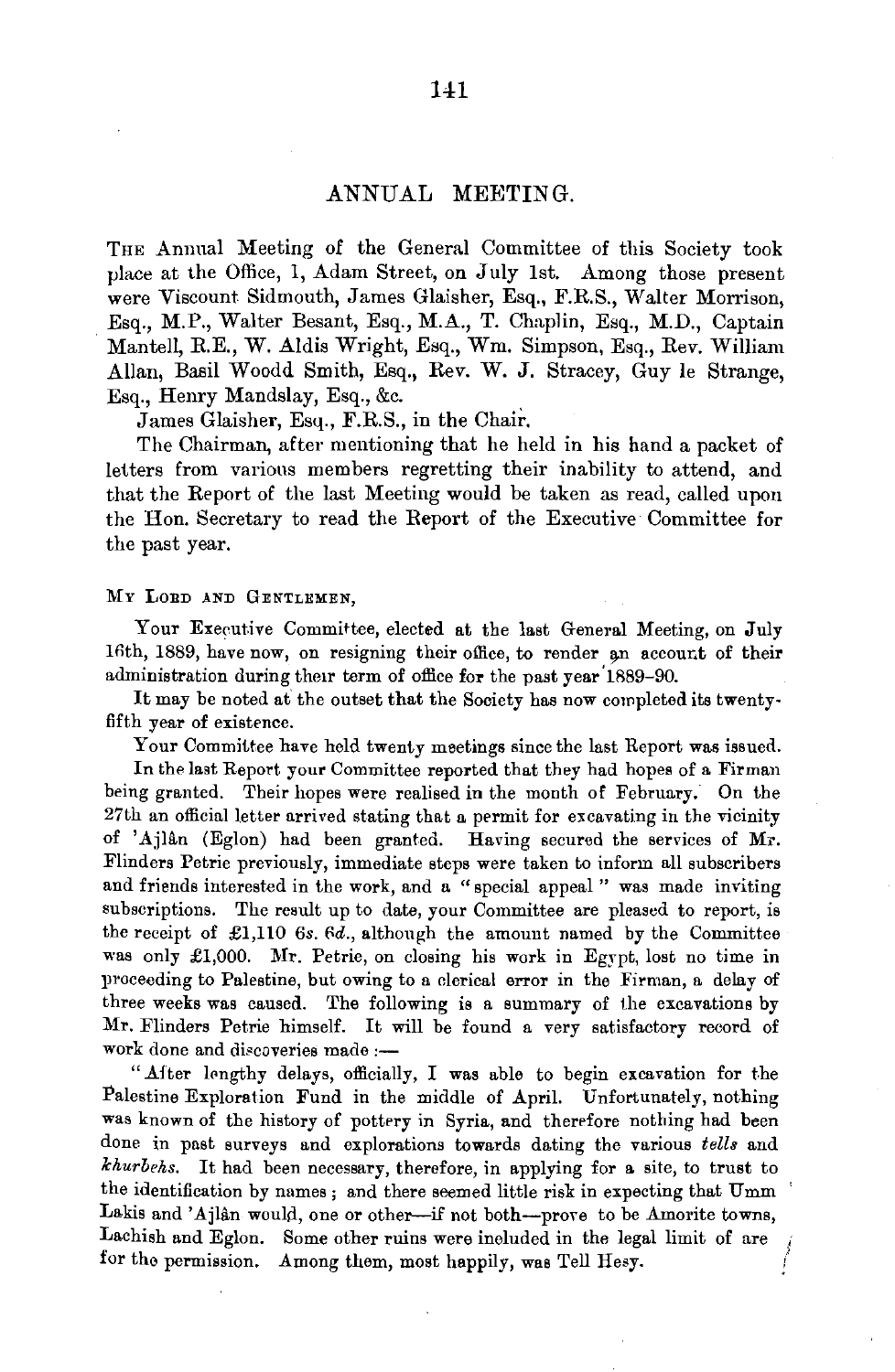# ANNUAL MEETING.

The Annual Meeting of the General Committee of this Society took place at the Office, 1, Adam Street, on July 1st. Among those present were Viscount Sidmouth, James Glaisher, Esq., F.R.S., Walter Morrison, Esq., M.P., Walter Besant, Esq., M.A., T. Chaplin, Esq., M.D., Captain Mantell, R.E., W. Aldis Wright, Esq., Wm. Simpson, Esq., Rev. William Allan, Basil Woodd Smith, Esq., Rev. W. J. Stracey, Guy le Strange, Esq., Henry Mandslay, Esq., &c.

James Glaisher, Esq., F.R.S., in the Chair.

The Chairman, after mentioning that he held in his hand a packet of letters from various members regretting their inability to attend, and that the Report of the last Meeting would be taken as read, called upon the Hon. Secretary to read the Report of the Executive Committee for the past year.

My Lord and Gentlemen,

Your Executive Committee, elected at the last General Meeting, on July 16th, 1889, have now, on resigning their office, to render an account of their administration during their term of office for the past year 1889–90.

It may be noted at the outset that the Society has now completed its twenty-fifth year of existence.

Your Committee have held twenty meetings since the last Report was issued.

In the last Report your Committee reported that they had hopes of a Firman being granted. Their hopes were realised in the month of February. On the 27th an official letter arrived stating that a permit for excavating in the vicinity of 'Ajlân (Eglon) had been granted. Having secured the services of Mr. Flinders Petrie previously, immediate steps were taken to inform all subscribers and friends interested in the work, and a "special appeal" was made inviting subscriptions. The result up to date, your Committee are pleased to report, is the receipt of £1,110 6*s.* 6*d.*, although the amount named by the Committee was only £1,000. Mr. Petrie, on closing his work in Egypt, lost no time in proceeding to Palestine, but owing to a clerical error in the Firman, a delay of three weeks was caused. The following is a summary of the excavations by Mr. Flinders Petrie himself. It will be found a very satisfactory record of work done and discoveries made :—

"After lengthy delays, officially, I was able to begin excavation for the Palestine Exploration Fund in the middle of April. Unfortunately, nothing was known of the history of pottery in Syria, and therefore nothing had been done in past surveys and explorations towards dating the various *tells* and *khurbehs*. It had been necessary, therefore, in applying for a site, to trust to the identification by names ; and there seemed little risk in expecting that Umm Lakis and 'Ajlân would, one or other—if not both—prove to be Amorite towns, Lachish and Eglon. Some other ruins were included in the legal limit of are for the permission. Among them, most happily, was Tell Hesy.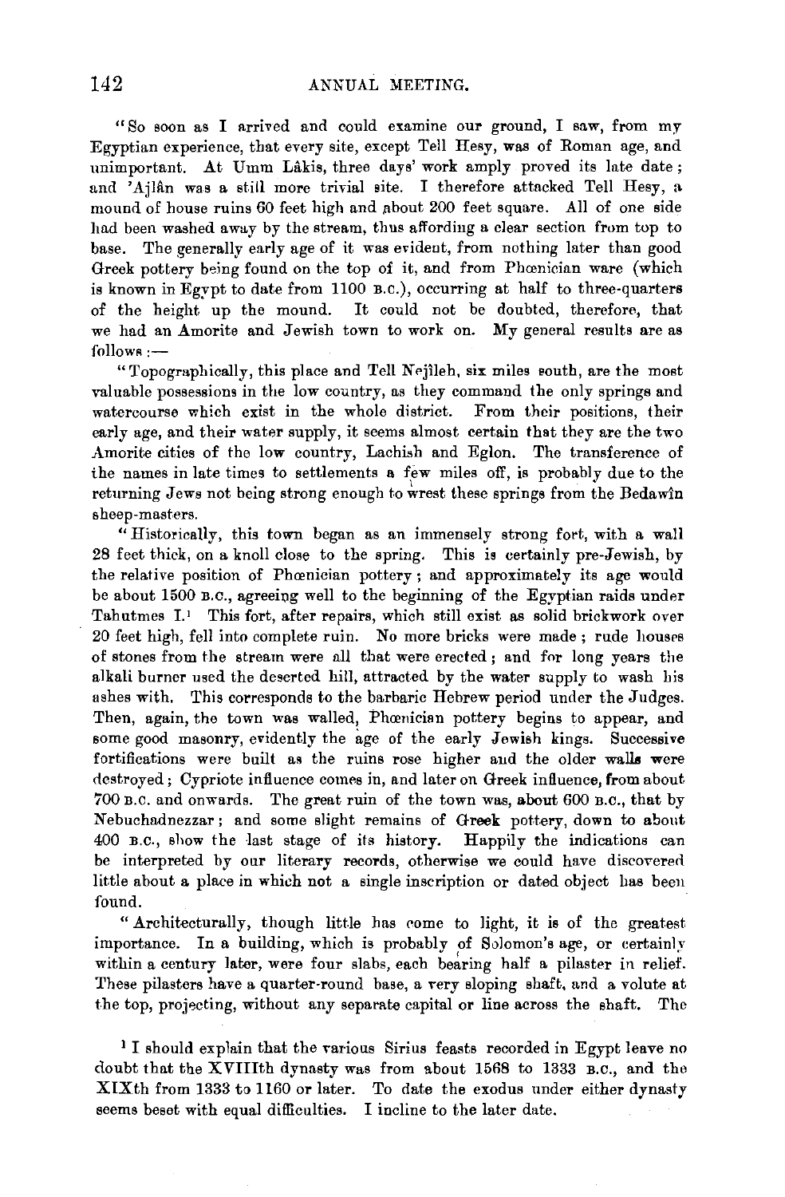"So soon as I arrived and could examine our ground, I saw, from my Egyptian experience, that every site, except Tell Hesy, was of Roman age, and unimportant. At Umm Lâkis, three days' work amply proved its late date; and 'Ajlân was a still more trivial site. I therefore attacked Tell Hesy, a mound of house ruins 60 feet high and about 200 feet square. All of one side had been washed away by the stream, thus affording a clear section from top to base. The generally early age of it was evident, from nothing later than good Greek pottery being found on the top of it, and from Phœnician ware (which is known in Egypt to date from 1100 B.C.), occurring at half to three-quarters of the height up the mound. It could not be doubted, therefore, that we had an Amorite and Jewish town to work on. My general results are as follows:—

"Topographically, this place and Tell Nejîleh, six miles south, are the most valuable possessions in the low country, as they command the only springs and watercourse which exist in the whole district. From their positions, their early age, and their water supply, it seems almost certain that they are the two Amorite cities of the low country, Lachish and Eglon. The transference of the names in late times to settlements a few miles off, is probably due to the returning Jews not being strong enough to wrest these springs from the Bedawîn sheep-masters.

"Historically, this town began as an immensely strong fort, with a wall 28 feet thick, on a knoll close to the spring. This is certainly pre-Jewish, by the relative position of Phœnician pottery; and approximately its age would be about 1500 B.C., agreeing well to the beginning of the Egyptian raids under Tahutmes I.[1] This fort, after repairs, which still exist as solid brickwork over 20 feet high, fell into complete ruin. No more bricks were made; rude houses of stones from the stream were all that were erected; and for long years the alkali burner used the deserted hill, attracted by the water supply to wash his ashes with. This corresponds to the barbaric Hebrew period under the Judges. Then, again, the town was walled, Phœnician pottery begins to appear, and some good masonry, evidently the age of the early Jewish kings. Successive fortifications were built as the ruins rose higher and the older walls were destroyed; Cypriote influence comes in, and later on Greek influence, from about 700 B.C. and onwards. The great ruin of the town was, about 600 B.C., that by Nebuchadnezzar; and some slight remains of Greek pottery, down to about 400 B.C., show the last stage of its history. Happily the indications can be interpreted by our literary records, otherwise we could have discovered little about a place in which not a single inscription or dated object has been found.

"Architecturally, though little has come to light, it is of the greatest importance. In a building, which is probably of Solomon's age, or certainly within a century later, were four slabs, each bearing half a pilaster in relief. These pilasters have a quarter-round base, a very sloping shaft, and a volute at the top, projecting, without any separate capital or line across the shaft. The

[1] I should explain that the various Sirius feasts recorded in Egypt leave no doubt that the XVIIIth dynasty was from about 1568 to 1333 B.C., and the XIXth from 1333 to 1160 or later. To date the exodus under either dynasty seems beset with equal difficulties. I incline to the later date.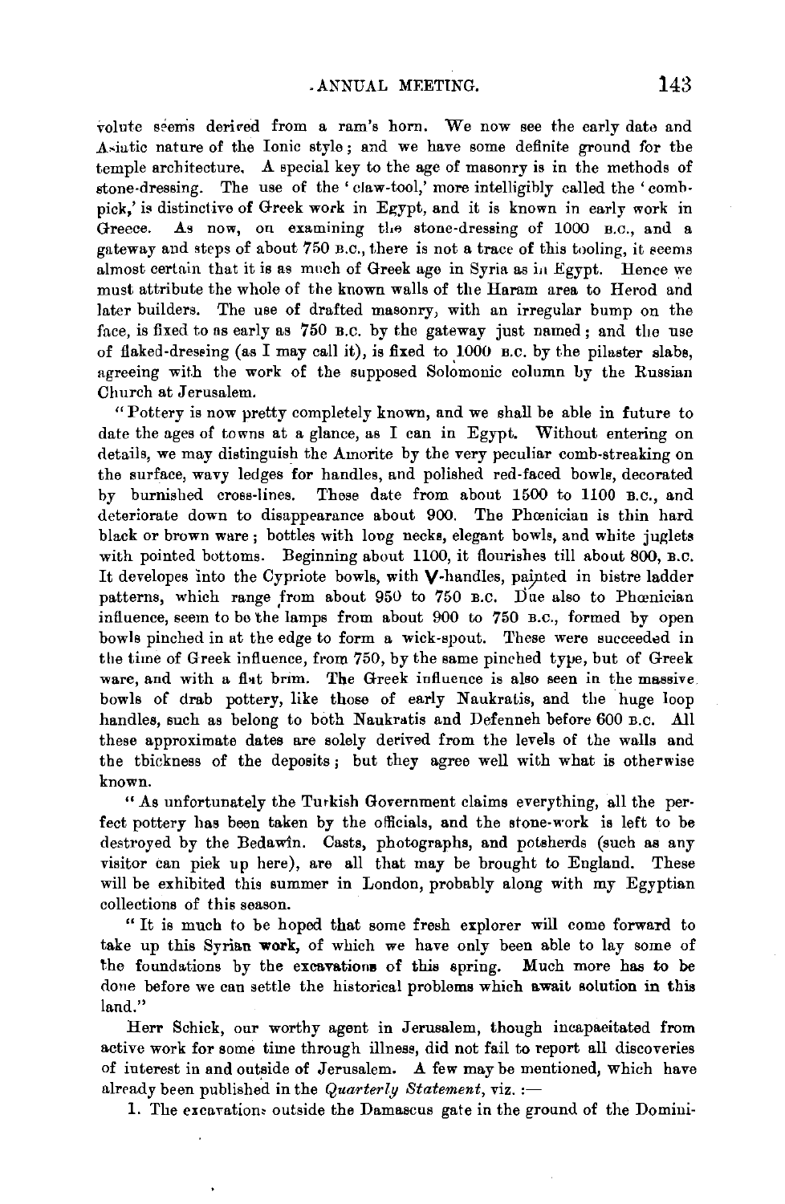volute seems derived from a ram's horn. We now see the early date and Asiatic nature of the Ionic style; and we have some definite ground for the temple architecture. A special key to the age of masonry is in the methods of stone-dressing. The use of the 'claw-tool,' more intelligibly called the 'comb-pick,' is distinctive of Greek work in Egypt, and it is known in early work in Greece. As now, on examining the stone-dressing of 1000 B.C., and a gateway and steps of about 750 B.C., there is not a trace of this tooling, it seems almost certain that it is as much of Greek age in Syria as in Egypt. Hence we must attribute the whole of the known walls of the Haram area to Herod and later builders. The use of drafted masonry, with an irregular bump on the face, is fixed to as early as 750 B.C. by the gateway just named; and the use of flaked-dressing (as I may call it), is fixed to 1000 B.C. by the pilaster slabs, agreeing with the work of the supposed Solomonic column by the Russian Church at Jerusalem.

"Pottery is now pretty completely known, and we shall be able in future to date the ages of towns at a glance, as I can in Egypt. Without entering on details, we may distinguish the Amorite by the very peculiar comb-streaking on the surface, wavy ledges for handles, and polished red-faced bowls, decorated by burnished cross-lines. These date from about 1500 to 1100 B.C., and deteriorate down to disappearance about 900. The Phœnician is thin hard black or brown ware; bottles with long necks, elegant bowls, and white juglets with pointed bottoms. Beginning about 1100, it flourishes till about 800, B.C. It developes into the Cypriote bowls, with V-handles, painted in bistre ladder patterns, which range from about 950 to 750 B.C. Due also to Phœnician influence, seem to be the lamps from about 900 to 750 B.C., formed by open bowls pinched in at the edge to form a wick-spout. These were succeeded in the time of Greek influence, from 750, by the same pinched type, but of Greek ware, and with a flat brim. The Greek influence is also seen in the massive bowls of drab pottery, like those of early Naukratis, and the huge loop handles, such as belong to both Naukratis and Defenneh before 600 B.C. All these approximate dates are solely derived from the levels of the walls and the thickness of the deposits; but they agree well with what is otherwise known.

"As unfortunately the Turkish Government claims everything, all the perfect pottery has been taken by the officials, and the stone-work is left to be destroyed by the Bedawin. Casts, photographs, and potsherds (such as any visitor can pick up here), are all that may be brought to England. These will be exhibited this summer in London, probably along with my Egyptian collections of this season.

"It is much to be hoped that some fresh explorer will come forward to take up this Syrian work, of which we have only been able to lay some of the foundations by the excavations of this spring. Much more has to be done before we can settle the historical problems which await solution in this land."

Herr Schick, our worthy agent in Jerusalem, though incapacitated from active work for some time through illness, did not fail to report all discoveries of interest in and outside of Jerusalem. A few may be mentioned, which have already been published in the *Quarterly Statement*, viz. :—

1. The excavations outside the Damascus gate in the ground of the Domini-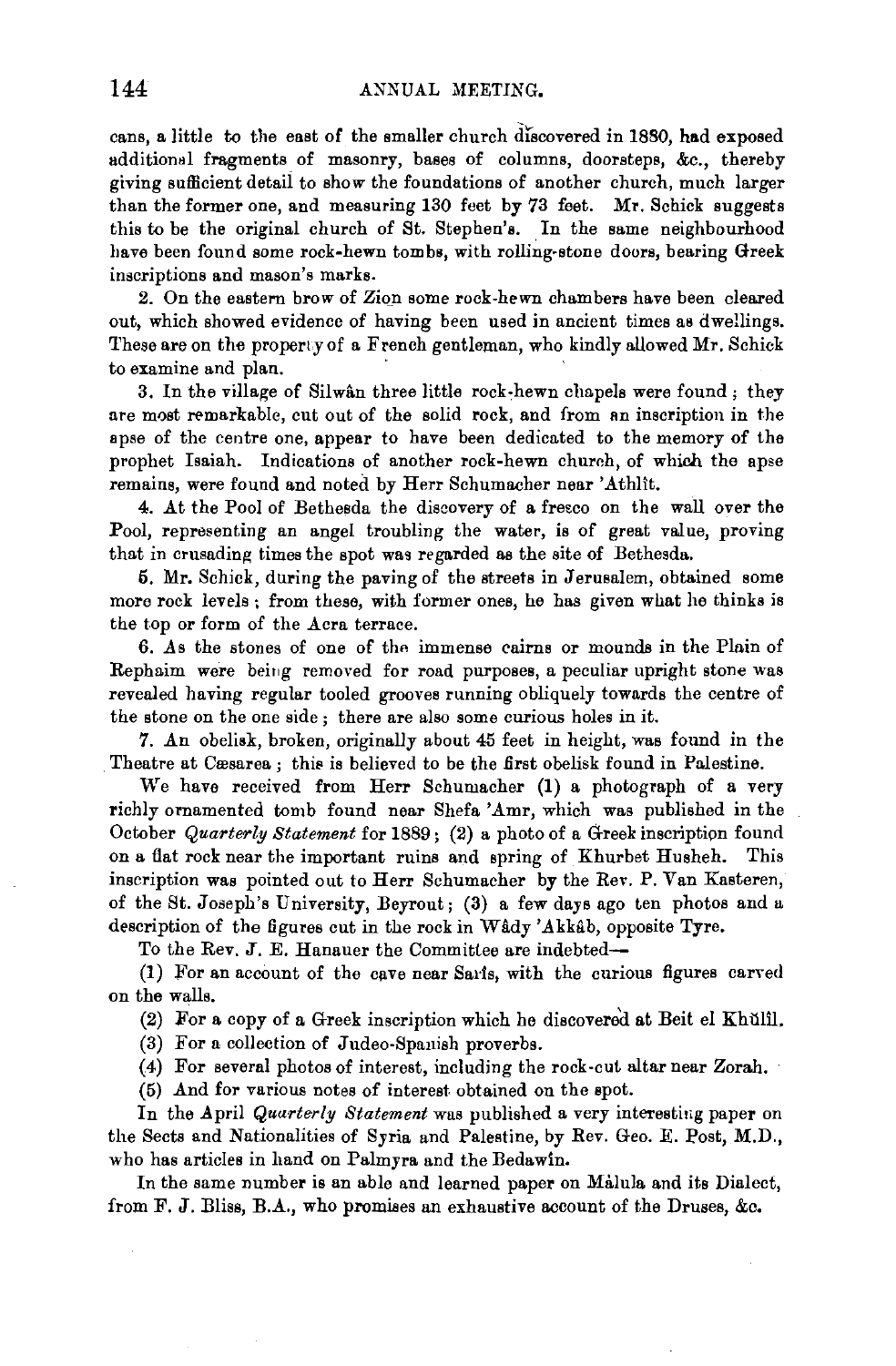cans, a little to the east of the smaller church discovered in 1880, had exposed additional fragments of masonry, bases of columns, doorsteps, &c., thereby giving sufficient detail to show the foundations of another church, much larger than the former one, and measuring 130 feet by 73 feet. Mr. Schick suggests this to be the original church of St. Stephen's. In the same neighbourhood have been found some rock-hewn tombs, with rolling-stone doors, bearing Greek inscriptions and mason's marks.

2. On the eastern brow of Zion some rock-hewn chambers have been cleared out, which showed evidence of having been used in ancient times as dwellings. These are on the property of a French gentleman, who kindly allowed Mr. Schick to examine and plan.

3. In the village of Silwân three little rock-hewn chapels were found; they are most remarkable, cut out of the solid rock, and from an inscription in the apse of the centre one, appear to have been dedicated to the memory of the prophet Isaiah. Indications of another rock-hewn church, of which the apse remains, were found and noted by Herr Schumacher near 'Athlît.

4. At the Pool of Bethesda the discovery of a fresco on the wall over the Pool, representing an angel troubling the water, is of great value, proving that in crusading times the spot was regarded as the site of Bethesda.

5. Mr. Schick, during the paving of the streets in Jerusalem, obtained some more rock levels; from these, with former ones, he has given what he thinks is the top or form of the Acra terrace.

6. As the stones of one of the immense cairns or mounds in the Plain of Rephaim were being removed for road purposes, a peculiar upright stone was revealed having regular tooled grooves running obliquely towards the centre of the stone on the one side; there are also some curious holes in it.

7. An obelisk, broken, originally about 45 feet in height, was found in the Theatre at Cæsarea; this is believed to be the first obelisk found in Palestine.

We have received from Herr Schumacher (1) a photograph of a very richly ornamented tomb found near Shefa 'Amr, which was published in the October *Quarterly Statement* for 1889; (2) a photo of a Greek inscription found on a flat rock near the important ruins and spring of Khurbet Husheh. This inscription was pointed out to Herr Schumacher by the Rev. P. Van Kasteren, of the St. Joseph's University, Beyrout; (3) a few days ago ten photos and a description of the figures cut in the rock in Wâdy 'Akkâb, opposite Tyre.

To the Rev. J. E. Hanauer the Committee are indebted—

(1) For an account of the cave near Sarîs, with the curious figures carved on the walls.

(2) For a copy of a Greek inscription which he discovered at Beit el Khŭlîl.

(3) For a collection of Judeo-Spanish proverbs.

(4) For several photos of interest, including the rock-cut altar near Zorah.

(5) And for various notes of interest obtained on the spot.

In the April *Quarterly Statement* was published a very interesting paper on the Sects and Nationalities of Syria and Palestine, by Rev. Geo. E. Post, M.D., who has articles in hand on Palmyra and the Bedawîn.

In the same number is an able and learned paper on Màlula and its Dialect, from F. J. Bliss, B.A., who promises an exhaustive account of the Druses, &c.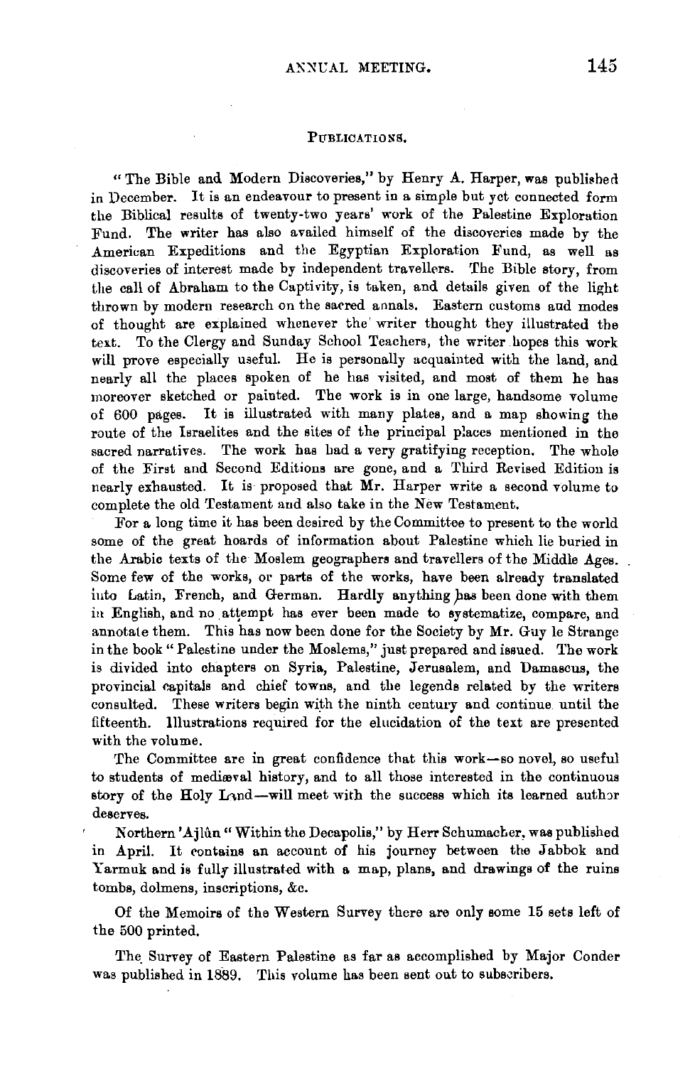## Publications.

"The Bible and Modern Discoveries," by Henry A. Harper, was published in December. It is an endeavour to present in a simple but yet connected form the Biblical results of twenty-two years' work of the Palestine Exploration Fund. The writer has also availed himself of the discoveries made by the American Expeditions and the Egyptian Exploration Fund, as well as discoveries of interest made by independent travellers. The Bible story, from the call of Abraham to the Captivity, is taken, and details given of the light thrown by modern research on the sacred annals. Eastern customs and modes of thought are explained whenever the writer thought they illustrated the text. To the Clergy and Sunday School Teachers, the writer hopes this work will prove especially useful. He is personally acquainted with the land, and nearly all the places spoken of he has visited, and most of them he has moreover sketched or painted. The work is in one large, handsome volume of 600 pages. It is illustrated with many plates, and a map showing the route of the Israelites and the sites of the principal places mentioned in the sacred narratives. The work has had a very gratifying reception. The whole of the First and Second Editions are gone, and a Third Revised Edition is nearly exhausted. It is proposed that Mr. Harper write a second volume to complete the old Testament and also take in the New Testament.

For a long time it has been desired by the Committee to present to the world some of the great hoards of information about Palestine which lie buried in the Arabic texts of the Moslem geographers and travellers of the Middle Ages. Some few of the works, or parts of the works, have been already translated into Latin, French, and German. Hardly anything has been done with them in English, and no attempt has ever been made to systematize, compare, and annotate them. This has now been done for the Society by Mr. Guy le Strange in the book "Palestine under the Moslems," just prepared and issued. The work is divided into chapters on Syria, Palestine, Jerusalem, and Damascus, the provincial capitals and chief towns, and the legends related by the writers consulted. These writers begin with the ninth century and continue until the fifteenth. Illustrations required for the elucidation of the text are presented with the volume.

The Committee are in great confidence that this work—so novel, so useful to students of mediæval history, and to all those interested in the continuous story of the Holy Land—will meet with the success which its learned author deserves.

Northern 'Ajlûn "Within the Decapolis," by Herr Schumacher, was published in April. It contains an account of his journey between the Jabbok and Yarmuk and is fully illustrated with a map, plans, and drawings of the ruins tombs, dolmens, inscriptions, &c.

Of the Memoirs of the Western Survey there are only some 15 sets left of the 500 printed.

The Survey of Eastern Palestine as far as accomplished by Major Conder was published in 1889. This volume has been sent out to subscribers.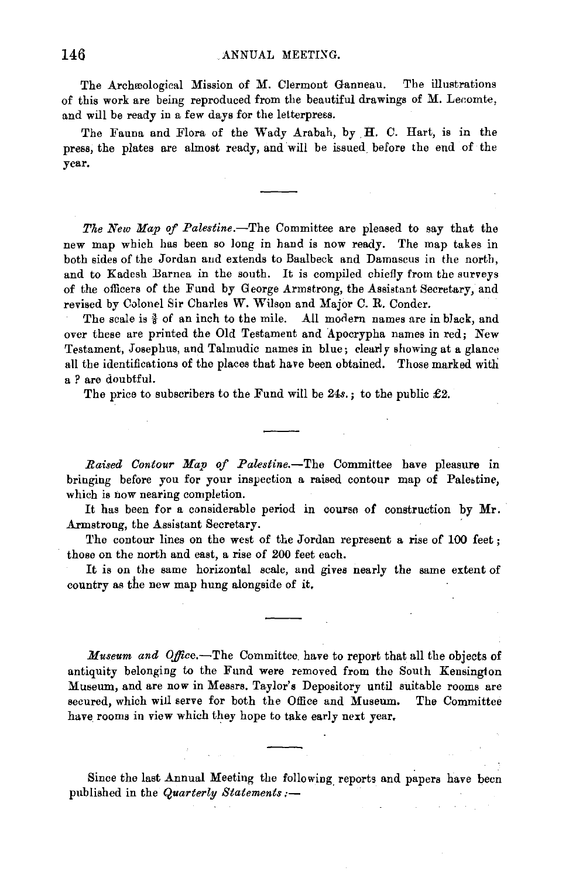The Archæological Mission of M. Clermont Ganneau. The illustrations of this work are being reproduced from the beautiful drawings of M. Lecomte, and will be ready in a few days for the letterpress.

The Fauna and Flora of the Wady Arabah, by H. C. Hart, is in the press, the plates are almost ready, and will be issued before the end of the year.

---

*The New Map of Palestine.*—The Committee are pleased to say that the new map which has been so long in hand is now ready. The map takes in both sides of the Jordan and extends to Baalbeck and Damascus in the north, and to Kadesh Barnea in the south. It is compiled chiefly from the surveys of the officers of the Fund by George Armstrong, the Assistant Secretary, and revised by Colonel Sir Charles W. Wilson and Major C. R. Conder.

The scale is $\frac{3}{8}$ of an inch to the mile. All modern names are in black, and over these are printed the Old Testament and Apocrypha names in red; New Testament, Josephus, and Talmudic names in blue; clearly showing at a glance all the identifications of the places that have been obtained. Those marked with a ? are doubtful.

The price to subscribers to the Fund will be 24*s.*; to the public £2.

---

*Raised Contour Map of Palestine.*—The Committee have pleasure in bringing before you for your inspection a raised contour map of Palestine, which is now nearing completion.

It has been for a considerable period in course of construction by Mr. Armstrong, the Assistant Secretary.

The contour lines on the west of the Jordan represent a rise of 100 feet; those on the north and east, a rise of 200 feet each.

It is on the same horizontal scale, and gives nearly the same extent of country as the new map hung alongside of it.

---

*Museum and Office.*—The Committee have to report that all the objects of antiquity belonging to the Fund were removed from the South Kensington Museum, and are now in Messrs. Taylor's Depository until suitable rooms are secured, which will serve for both the Office and Museum. The Committee have rooms in view which they hope to take early next year.

---

Since the last Annual Meeting the following reports and papers have been published in the *Quarterly Statements*:—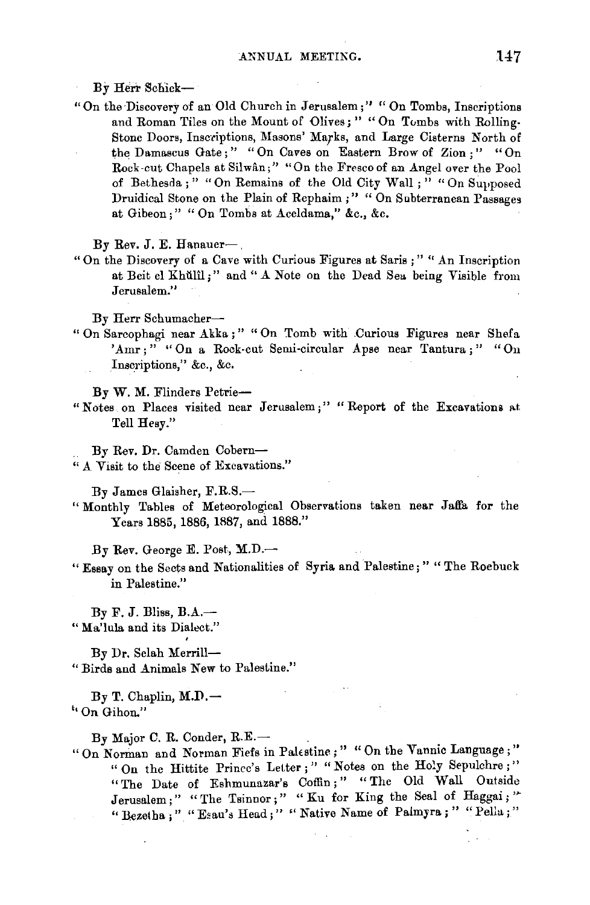By Herr Schick—

"On the Discovery of an Old Church in Jerusalem;" "On Tombs, Inscriptions and Roman Tiles on the Mount of Olives;" "On Tombs with Rolling-Stone Doors, Inscriptions, Masons' Marks, and Large Cisterns North of the Damascus Gate;" "On Caves on Eastern Brow of Zion;" "On Rock-cut Chapels at Silwân;" "On the Fresco of an Angel over the Pool of Bethesda;" "On Remains of the Old City Wall;" "On Supposed Druidical Stone on the Plain of Rephaim;" "On Subterranean Passages at Gibeon;" "On Tombs at Aceldama," &c., &c.

By Rev. J. E. Hanauer—

"On the Discovery of a Cave with Curious Figures at Saris;" "An Inscription at Beit el Khŭlîl;" and "A Note on the Dead Sea being Visible from Jerusalem."

By Herr Schumacher—

"On Sarcophagi near Akka;" "On Tomb with Curious Figures near Shefa 'Amr;" "On a Rock-cut Semi-circular Apse near Tantura;" "On Inscriptions," &c., &c.

By W. M. Flinders Petrie—

"Notes on Places visited near Jerusalem;" "Report of the Excavations at Tell Hesy."

By Rev. Dr. Camden Cobern—

"A Visit to the Scene of Excavations."

By James Glaisher, F.R.S.—

"Monthly Tables of Meteorological Observations taken near Jaffa for the Years 1885, 1886, 1887, and 1888."

By Rev. George E. Post, M.D.—

"Essay on the Sects and Nationalities of Syria and Palestine;" "The Roebuck in Palestine."

By F. J. Bliss, B.A.—

"Ma'lula and its Dialect."

By Dr. Selah Merrill—

"Birds and Animals New to Palestine."

By T. Chaplin, M.D.—

"On Gihon."

By Major C. R. Conder, R.E.—

"On Norman and Norman Fiefs in Palestine;" "On the Vannic Language;" "On the Hittite Prince's Letter;" "Notes on the Holy Sepulchre;" "The Date of Eshmunazar's Coffin;" "The Old Wall Outside Jerusalem;" "The Tsinnor;" "Ku for King the Seal of Haggai;" "Bezetha;" "Esau's Head;" "Native Name of Palmyra;" "Pella;"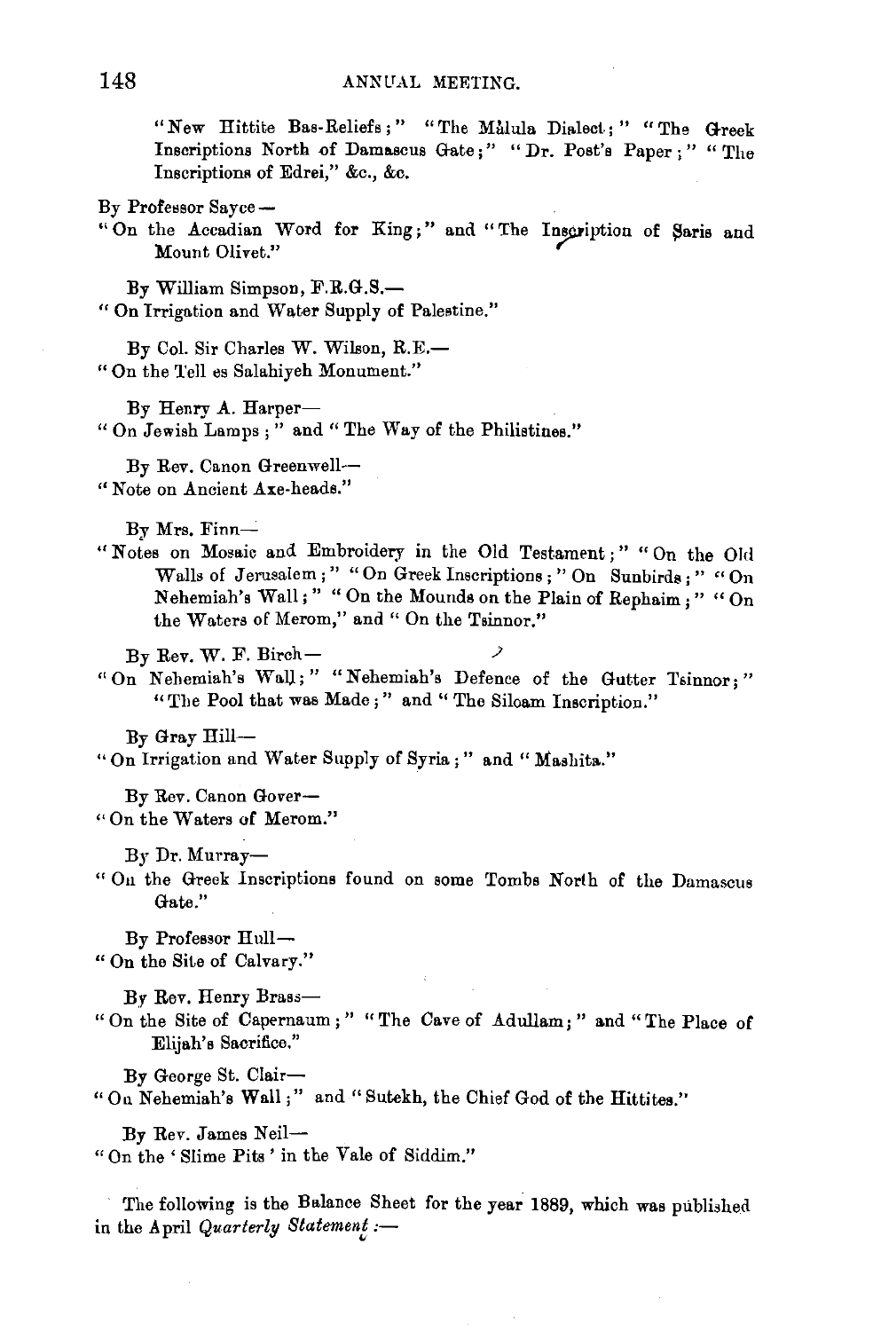"New Hittite Bas-Reliefs;" "The Málula Dialect;" "The Greek Inscriptions North of Damascus Gate;" "Dr. Post's Paper;" "The Inscriptions of Edrei," &c., &c.

By Professor Sayce—
"On the Accadian Word for King;" and "The Inscription of Saris and Mount Olivet."

By William Simpson, F.R.G.S.—
"On Irrigation and Water Supply of Palestine."

By Col. Sir Charles W. Wilson, R.E.—
"On the Tell es Salahiyeh Monument."

By Henry A. Harper—
"On Jewish Lamps;" and "The Way of the Philistines."

By Rev. Canon Greenwell—
"Note on Ancient Axe-heads."

By Mrs. Finn—
"Notes on Mosaic and Embroidery in the Old Testament;" "On the Old Walls of Jerusalem;" "On Greek Inscriptions;" On Sunbirds;" "On Nehemiah's Wall;" "On the Mounds on the Plain of Rephaim;" "On the Waters of Merom," and "On the Tsinnor."

By Rev. W. F. Birch—
"On Nehemiah's Wall;" "Nehemiah's Defence of the Gutter Tsinnor;" "The Pool that was Made;" and "The Siloam Inscription."

By Gray Hill—
"On Irrigation and Water Supply of Syria;" and "Mashita."

By Rev. Canon Gover—
"On the Waters of Merom."

By Dr. Murray—
"On the Greek Inscriptions found on some Tombs North of the Damascus Gate."

By Professor Hull—
"On the Site of Calvary."

By Rev. Henry Brass—
"On the Site of Capernaum;" "The Cave of Adullam;" and "The Place of Elijah's Sacrifice."

By George St. Clair—
"On Nehemiah's Wall;" and "Sutekh, the Chief God of the Hittites."

By Rev. James Neil—
"On the 'Slime Pits' in the Vale of Siddim."

The following is the Balance Sheet for the year 1889, which was published in the April *Quarterly Statement*:—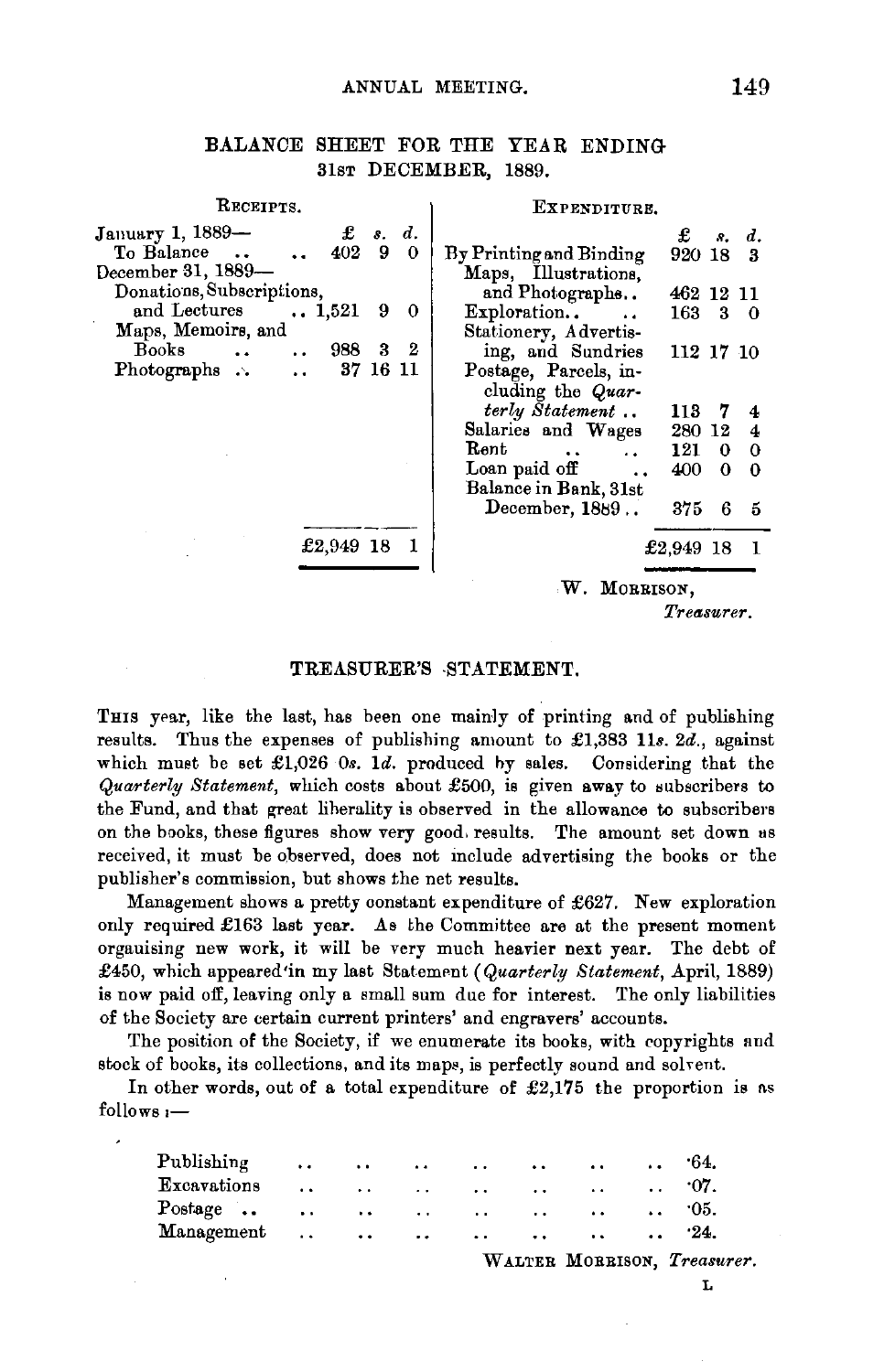## BALANCE SHEET FOR THE YEAR ENDING 31ST DECEMBER, 1889.

| RECEIPTS. | £ | s. | d. | EXPENDITURE. | £ | s. | d. |
|---|---|---|---|---|---|---|---|
| January 1, 1889— | | | | By Printing and Binding | 920 | 18 | 3 |
| To Balance .. .. | 402 | 9 | 0 | Maps, Illustrations, and Photographs.. | 462 | 12 | 11 |
| December 31, 1889— | | | | Exploration.. .. | 163 | 3 | 0 |
| Donations, Subscriptions, and Lectures .. | 1,521 | 9 | 0 | Stationery, Advertising, and Sundries | 112 | 17 | 10 |
| Maps, Memoirs, and Books .. .. | 988 | 3 | 2 | Postage, Parcels, including the *Quarterly Statement* .. | 113 | 7 | 4 |
| Photographs .. .. | 37 | 16 | 11 | Salaries and Wages | 280 | 12 | 4 |
| | | | | Rent .. .. | 121 | 0 | 0 |
| | | | | Loan paid off .. | 400 | 0 | 0 |
| | | | | Balance in Bank, 31st December, 1889 .. | 375 | 6 | 5 |
| | £2,949 | 18 | 1 | | £2,949 | 18 | 1 |

W. MORRISON,
*Treasurer.*

## TREASURER'S STATEMENT.

THIS year, like the last, has been one mainly of printing and of publishing results. Thus the expenses of publishing amount to £1,383 11*s.* 2*d.*, against which must be set £1,026 0*s.* 1*d.* produced by sales. Considering that the *Quarterly Statement*, which costs about £500, is given away to subscribers to the Fund, and that great liberality is observed in the allowance to subscribers on the books, these figures show very good results. The amount set down as received, it must be observed, does not include advertising the books or the publisher's commission, but shows the net results.

Management shows a pretty constant expenditure of £627. New exploration only required £163 last year. As the Committee are at the present moment organising new work, it will be very much heavier next year. The debt of £450, which appeared in my last Statement (*Quarterly Statement*, April, 1889) is now paid off, leaving only a small sum due for interest. The only liabilities of the Society are certain current printers' and engravers' accounts.

The position of the Society, if we enumerate its books, with copyrights and stock of books, its collections, and its maps, is perfectly sound and solvent.

In other words, out of a total expenditure of £2,175 the proportion is as follows:—

| | |
|---|---|
| Publishing .. .. .. .. .. .. .. | ·64. |
| Excavations .. .. .. .. .. .. .. | ·07. |
| Postage .. .. .. .. .. .. .. | ·05. |
| Management .. .. .. .. .. .. .. | ·24. |

WALTER MORRISON, *Treasurer.*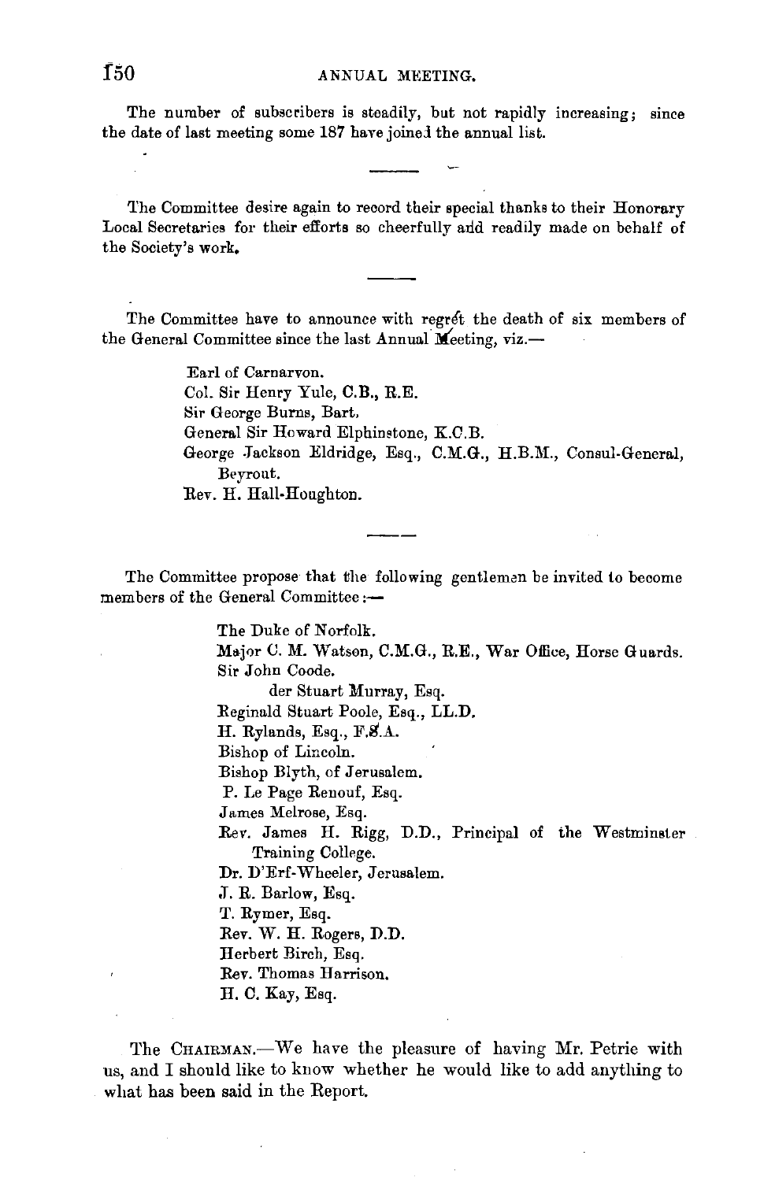The number of subscribers is steadily, but not rapidly increasing; since the date of last meeting some 187 have joined the annual list.

---

The Committee desire again to record their special thanks to their Honorary Local Secretaries for their efforts so cheerfully and readily made on behalf of the Society's work.

---

The Committee have to announce with regrét the death of six members of the General Committee since the last Annual Meeting, viz.—

- Earl of Carnarvon.
- Col. Sir Henry Yule, C.B., R.E.
- Sir George Burns, Bart.
- General Sir Howard Elphinstone, K.C.B.
- George Jackson Eldridge, Esq., C.M.G., H.B.M., Consul-General, Beyrout.
- Rev. H. Hall-Houghton.

---

The Committee propose that the following gentlemen be invited to become members of the General Committee:—

- The Duke of Norfolk.
- Major C. M. Watson, C.M.G., R.E., War Office, Horse Guards.
- Sir John Coode.
- der Stuart Murray, Esq.
- Reginald Stuart Poole, Esq., LL.D.
- H. Rylands, Esq., F.S.A.
- Bishop of Lincoln.
- Bishop Blyth, of Jerusalem.
- P. Le Page Renouf, Esq.
- James Melrose, Esq.
- Rev. James H. Rigg, D.D., Principal of the Westminster Training College.
- Dr. D'Erf-Wheeler, Jerusalem.
- J. R. Barlow, Esq.
- T. Rymer, Esq.
- Rev. W. H. Rogers, D.D.
- Herbert Birch, Esq.
- Rev. Thomas Harrison.
- H. C. Kay, Esq.

The CHAIRMAN.—We have the pleasure of having Mr. Petrie with us, and I should like to know whether he would like to add anything to what has been said in the Report.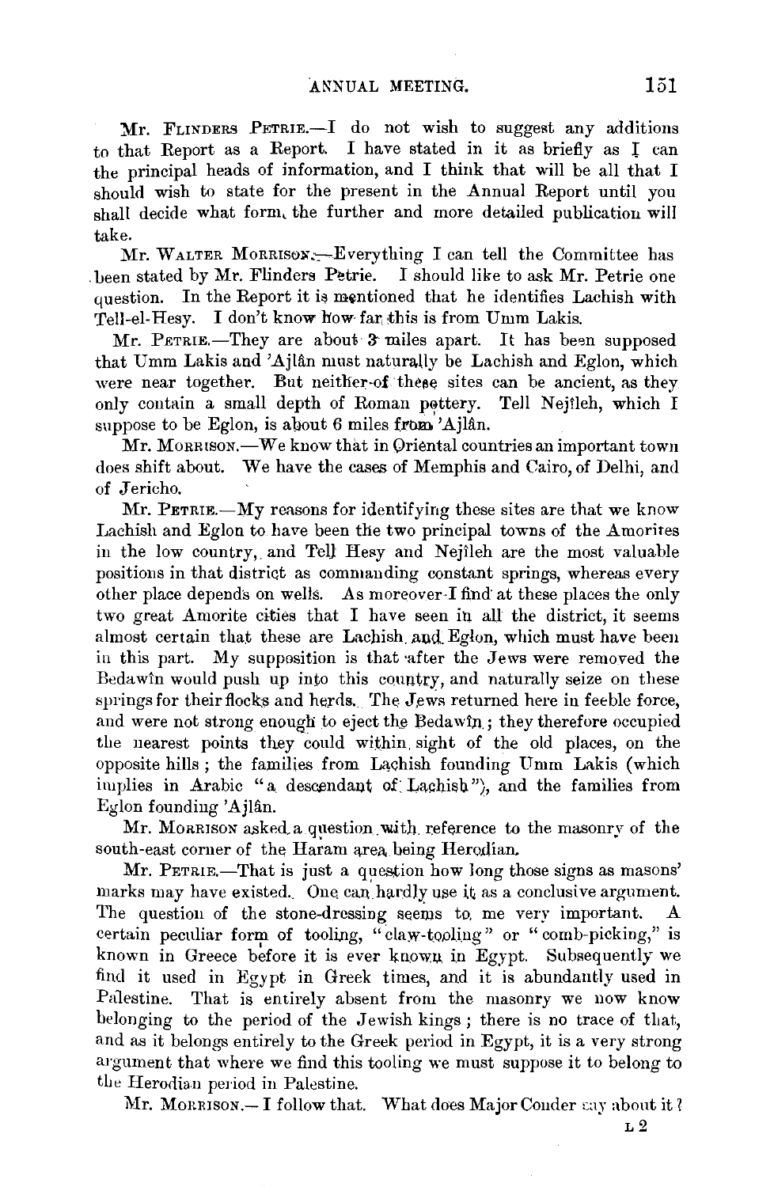Mr. FLINDERS PETRIE.—I do not wish to suggest any additions to that Report as a Report. I have stated in it as briefly as I can the principal heads of information, and I think that will be all that I should wish to state for the present in the Annual Report until you shall decide what form the further and more detailed publication will take.

Mr. WALTER MORRISON.—Everything I can tell the Committee has been stated by Mr. Flinders Petrie. I should like to ask Mr. Petrie one question. In the Report it is mentioned that he identifies Lachish with Tell-el-Hesy. I don't know how far this is from Umm Lakis.

Mr. PETRIE.—They are about 3 miles apart. It has been supposed that Umm Lakis and 'Ajlân must naturally be Lachish and Eglon, which were near together. But neither of these sites can be ancient, as they only contain a small depth of Roman pottery. Tell Nejîleh, which I suppose to be Eglon, is about 6 miles from 'Ajlân.

Mr. MORRISON.—We know that in Oriental countries an important town does shift about. We have the cases of Memphis and Cairo, of Delhi, and of Jericho.

Mr. PETRIE.—My reasons for identifying these sites are that we know Lachish and Eglon to have been the two principal towns of the Amorites in the low country, and Tell Hesy and Nejîleh are the most valuable positions in that district as commanding constant springs, whereas every other place depends on wells. As moreover I find at these places the only two great Amorite cities that I have seen in all the district, it seems almost certain that these are Lachish and Eglon, which must have been in this part. My supposition is that after the Jews were removed the Bedawîn would push up into this country, and naturally seize on these springs for their flocks and herds. The Jews returned here in feeble force, and were not strong enough to eject the Bedawîn; they therefore occupied the nearest points they could within sight of the old places, on the opposite hills; the families from Lachish founding Umm Lakis (which implies in Arabic "a descendant of Lachish"), and the families from Eglon founding 'Ajlân.

Mr. MORRISON asked a question with reference to the masonry of the south-east corner of the Haram area being Herodian.

Mr. PETRIE.—That is just a question how long those signs as masons' marks may have existed. One can hardly use it as a conclusive argument. The question of the stone-dressing seems to me very important. A certain peculiar form of tooling, "claw-tooling" or "comb-picking," is known in Greece before it is ever known in Egypt. Subsequently we find it used in Egypt in Greek times, and it is abundantly used in Palestine. That is entirely absent from the masonry we now know belonging to the period of the Jewish kings; there is no trace of that, and as it belongs entirely to the Greek period in Egypt, it is a very strong argument that where we find this tooling we must suppose it to belong to the Herodian period in Palestine.

Mr. MORRISON.—I follow that. What does Major Conder say about it?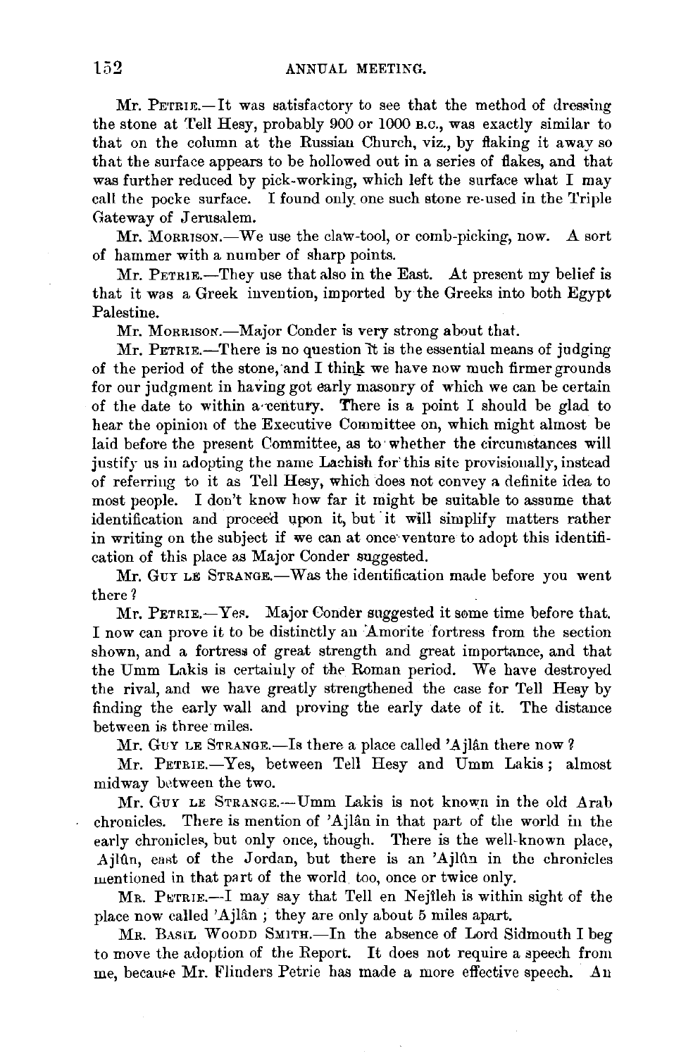Mr. Petrie.—It was satisfactory to see that the method of dressing the stone at Tell Hesy, probably 900 or 1000 B.C., was exactly similar to that on the column at the Russian Church, viz., by flaking it away so that the surface appears to be hollowed out in a series of flakes, and that was further reduced by pick-working, which left the surface what I may call the pocke surface. I found only one such stone re-used in the Triple Gateway of Jerusalem.

Mr. Morrison.—We use the claw-tool, or comb-picking, now. A sort of hammer with a number of sharp points.

Mr. Petrie.—They use that also in the East. At present my belief is that it was a Greek invention, imported by the Greeks into both Egypt Palestine.

Mr. Morrison.—Major Conder is very strong about that.

Mr. Petrie.—There is no question it is the essential means of judging of the period of the stone, and I think we have now much firmer grounds for our judgment in having got early masonry of which we can be certain of the date to within a century. There is a point I should be glad to hear the opinion of the Executive Committee on, which might almost be laid before the present Committee, as to whether the circumstances will justify us in adopting the name Lachish for this site provisionally, instead of referring to it as Tell Hesy, which does not convey a definite idea to most people. I don't know how far it might be suitable to assume that identification and proceed upon it, but it will simplify matters rather in writing on the subject if we can at once venture to adopt this identification of this place as Major Conder suggested.

Mr. Guy le Strange.—Was the identification made before you went there?

Mr. Petrie.—Yes. Major Conder suggested it some time before that. I now can prove it to be distinctly an Amorite fortress from the section shown, and a fortress of great strength and great importance, and that the Umm Lakis is certainly of the Roman period. We have destroyed the rival, and we have greatly strengthened the case for Tell Hesy by finding the early wall and proving the early date of it. The distance between is three miles.

Mr. Guy le Strange.—Is there a place called 'Ajlân there now?

Mr. Petrie.—Yes, between Tell Hesy and Umm Lakis; almost midway between the two.

Mr. Guy le Strange.—Umm Lakis is not known in the old Arab chronicles. There is mention of 'Ajlân in that part of the world in the early chronicles, but only once, though. There is the well-known place, Ajlûn, east of the Jordan, but there is an 'Ajlûn in the chronicles mentioned in that part of the world too, once or twice only.

Mr. Petrie.—I may say that Tell en Nejîleh is within sight of the place now called 'Ajlân; they are only about 5 miles apart.

Mr. Basil Woodd Smith.—In the absence of Lord Sidmouth I beg to move the adoption of the Report. It does not require a speech from me, because Mr. Flinders Petrie has made a more effective speech. An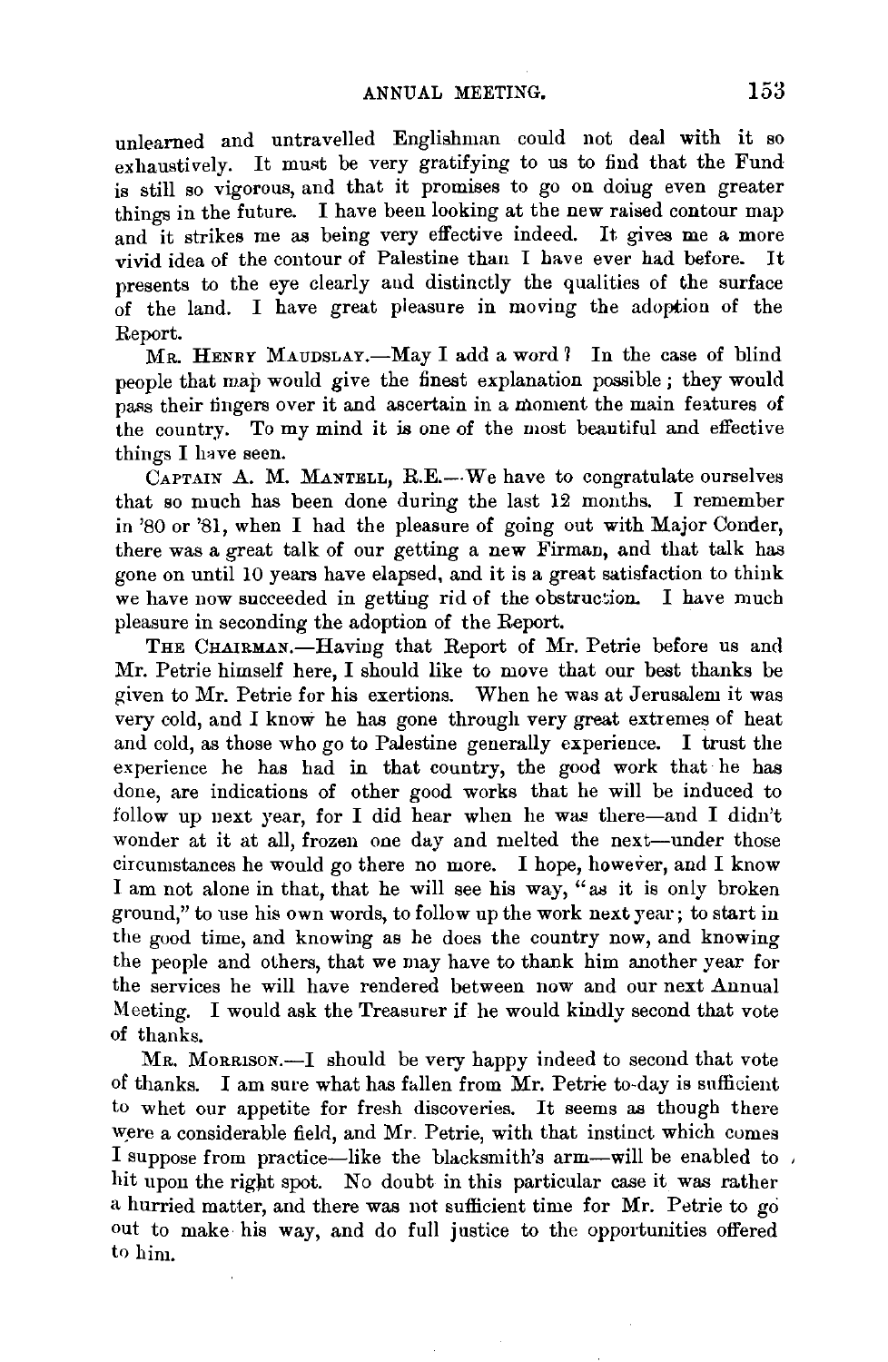unlearned and untravelled Englishman could not deal with it so exhaustively. It must be very gratifying to us to find that the Fund is still so vigorous, and that it promises to go on doing even greater things in the future. I have been looking at the new raised contour map and it strikes me as being very effective indeed. It gives me a more vivid idea of the contour of Palestine than I have ever had before. It presents to the eye clearly and distinctly the qualities of the surface of the land. I have great pleasure in moving the adoption of the Report.

MR. HENRY MAUDSLAY.—May I add a word? In the case of blind people that map would give the finest explanation possible; they would pass their fingers over it and ascertain in a moment the main features of the country. To my mind it is one of the most beautiful and effective things I have seen.

CAPTAIN A. M. MANTELL, R.E.—We have to congratulate ourselves that so much has been done during the last 12 months. I remember in '80 or '81, when I had the pleasure of going out with Major Conder, there was a great talk of our getting a new Firman, and that talk has gone on until 10 years have elapsed, and it is a great satisfaction to think we have now succeeded in getting rid of the obstruction. I have much pleasure in seconding the adoption of the Report.

THE CHAIRMAN.—Having that Report of Mr. Petrie before us and Mr. Petrie himself here, I should like to move that our best thanks be given to Mr. Petrie for his exertions. When he was at Jerusalem it was very cold, and I know he has gone through very great extremes of heat and cold, as those who go to Palestine generally experience. I trust the experience he has had in that country, the good work that he has done, are indications of other good works that he will be induced to follow up next year, for I did hear when he was there—and I didn't wonder at it at all, frozen one day and melted the next—under those circumstances he would go there no more. I hope, however, and I know I am not alone in that, that he will see his way, "as it is only broken ground," to use his own words, to follow up the work next year; to start in the good time, and knowing as he does the country now, and knowing the people and others, that we may have to thank him another year for the services he will have rendered between now and our next Annual Meeting. I would ask the Treasurer if he would kindly second that vote of thanks.

MR. MORRISON.—I should be very happy indeed to second that vote of thanks. I am sure what has fallen from Mr. Petrie to-day is sufficient to whet our appetite for fresh discoveries. It seems as though there were a considerable field, and Mr. Petrie, with that instinct which comes I suppose from practice—like the blacksmith's arm—will be enabled to hit upon the right spot. No doubt in this particular case it was rather a hurried matter, and there was not sufficient time for Mr. Petrie to go out to make his way, and do full justice to the opportunities offered to him.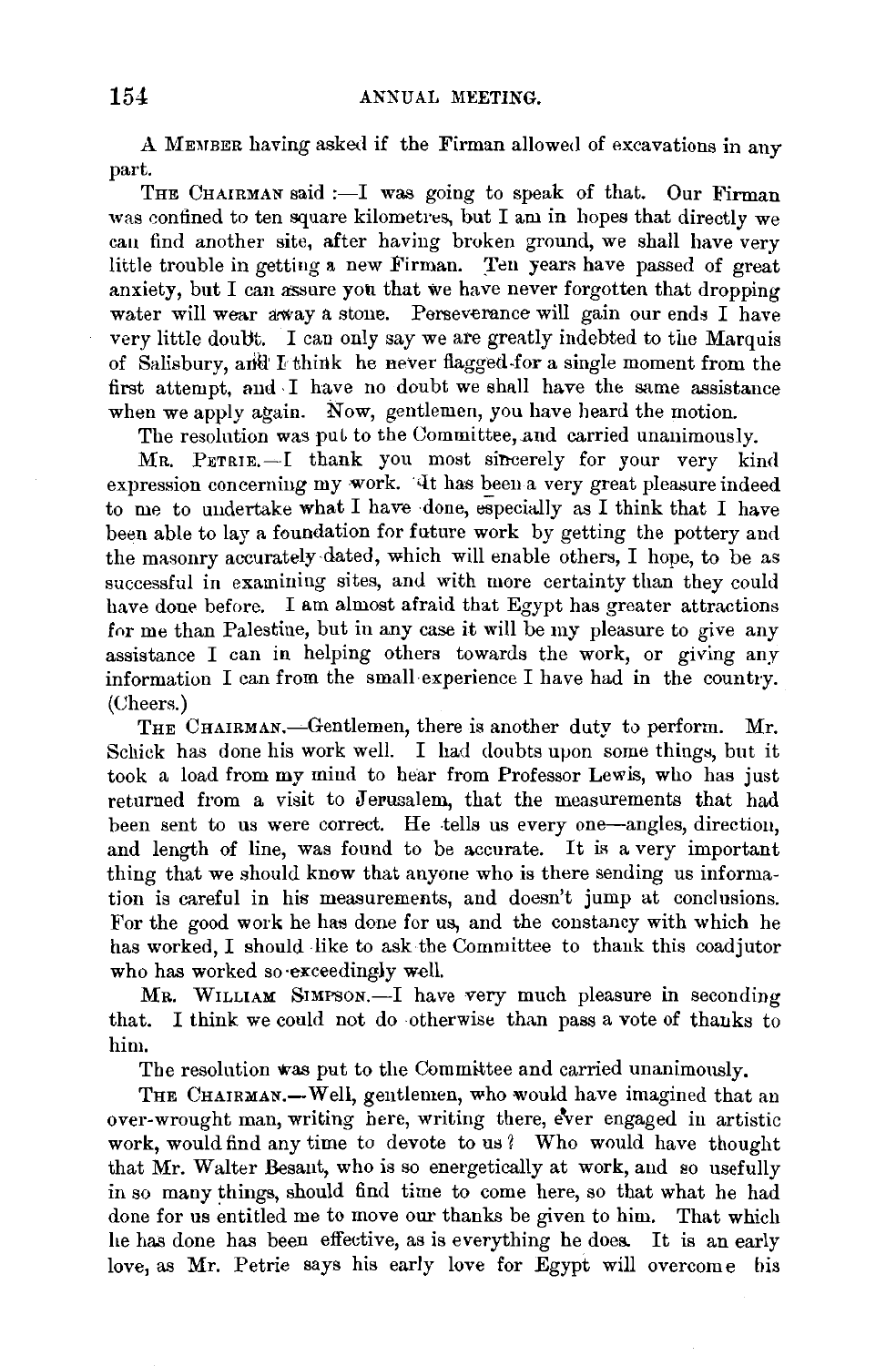A MEMBER having asked if the Firman allowed of excavations in any part.

THE CHAIRMAN said :—I was going to speak of that. Our Firman was confined to ten square kilometres, but I am in hopes that directly we can find another site, after having broken ground, we shall have very little trouble in getting a new Firman. Ten years have passed of great anxiety, but I can assure you that we have never forgotten that dropping water will wear away a stone. Perseverance will gain our ends I have very little doubt. I can only say we are greatly indebted to the Marquis of Salisbury, and I think he never flagged for a single moment from the first attempt, and I have no doubt we shall have the same assistance when we apply again. Now, gentlemen, you have heard the motion.

The resolution was put to the Committee, and carried unanimously.

MR. PETRIE.—I thank you most sincerely for your very kind expression concerning my work. It has been a very great pleasure indeed to me to undertake what I have done, especially as I think that I have been able to lay a foundation for future work by getting the pottery and the masonry accurately dated, which will enable others, I hope, to be as successful in examining sites, and with more certainty than they could have done before. I am almost afraid that Egypt has greater attractions for me than Palestine, but in any case it will be my pleasure to give any assistance I can in helping others towards the work, or giving any information I can from the small experience I have had in the country. (Cheers.)

THE CHAIRMAN.—Gentlemen, there is another duty to perform. Mr. Schick has done his work well. I had doubts upon some things, but it took a load from my mind to hear from Professor Lewis, who has just returned from a visit to Jerusalem, that the measurements that had been sent to us were correct. He tells us every one—angles, direction, and length of line, was found to be accurate. It is a very important thing that we should know that anyone who is there sending us information is careful in his measurements, and doesn't jump at conclusions. For the good work he has done for us, and the constancy with which he has worked, I should like to ask the Committee to thank this coadjutor who has worked so exceedingly well.

MR. WILLIAM SIMPSON.—I have very much pleasure in seconding that. I think we could not do otherwise than pass a vote of thanks to him.

The resolution was put to the Committee and carried unanimously.

THE CHAIRMAN.—Well, gentlemen, who would have imagined that an over-wrought man, writing here, writing there, ever engaged in artistic work, would find any time to devote to us? Who would have thought that Mr. Walter Besant, who is so energetically at work, and so usefully in so many things, should find time to come here, so that what he had done for us entitled me to move our thanks be given to him. That which he has done has been effective, as is everything he does. It is an early love, as Mr. Petrie says his early love for Egypt will overcome his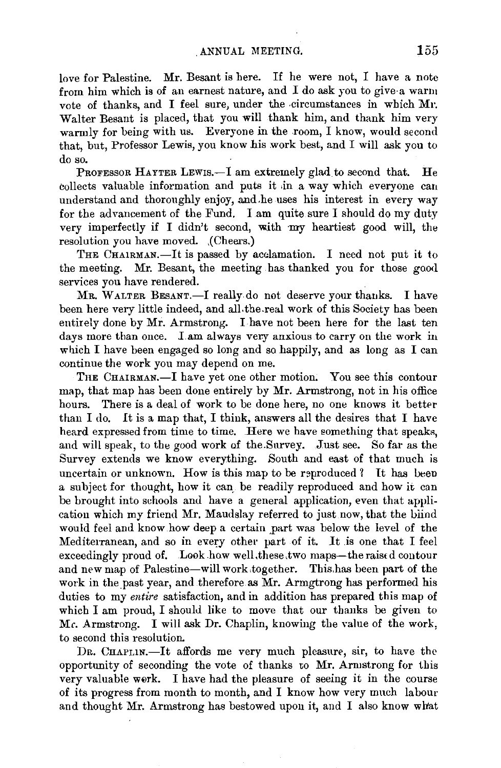love for Palestine. Mr. Besant is here. If he were not, I have a note from him which is of an earnest nature, and I do ask you to give a warm vote of thanks, and I feel sure, under the circumstances in which Mr. Walter Besant is placed, that you will thank him, and thank him very warmly for being with us. Everyone in the room, I know, would second that, but, Professor Lewis, you know his work best, and I will ask you to do so.

PROFESSOR HAYTER LEWIS.—I am extremely glad to second that. He collects valuable information and puts it in a way which everyone can understand and thoroughly enjoy, and he uses his interest in every way for the advancement of the Fund. I am quite sure I should do my duty very imperfectly if I didn't second, with my heartiest good will, the resolution you have moved. (Cheers.)

THE CHAIRMAN.—It is passed by acclamation. I need not put it to the meeting. Mr. Besant, the meeting has thanked you for those good services you have rendered.

MR. WALTER BESANT.—I really do not deserve your thanks. I have been here very little indeed, and all the real work of this Society has been entirely done by Mr. Armstrong. I have not been here for the last ten days more than once. I am always very anxious to carry on the work in which I have been engaged so long and so happily, and as long as I can continue the work you may depend on me.

THE CHAIRMAN.—I have yet one other motion. You see this contour map, that map has been done entirely by Mr. Armstrong, not in his office hours. There is a deal of work to be done here, no one knows it better than I do. It is a map that, I think, answers all the desires that I have heard expressed from time to time. Here we have something that speaks, and will speak, to the good work of the Survey. Just see. So far as the Survey extends we know everything. South and east of that much is uncertain or unknown. How is this map to be reproduced? It has been a subject for thought, how it can be readily reproduced and how it can be brought into schools and have a general application, even that application which my friend Mr. Maudslay referred to just now, that the blind would feel and know how deep a certain part was below the level of the Mediterranean, and so in every other part of it. It is one that I feel exceedingly proud of. Look how well these two maps—the raised contour and new map of Palestine—will work together. This has been part of the work in the past year, and therefore as Mr. Armstrong has performed his duties to my *entire* satisfaction, and in addition has prepared this map of which I am proud, I should like to move that our thanks be given to Mr. Armstrong. I will ask Dr. Chaplin, knowing the value of the work, to second this resolution.

DR. CHAPLIN.—It affords me very much pleasure, sir, to have the opportunity of seconding the vote of thanks to Mr. Armstrong for this very valuable work. I have had the pleasure of seeing it in the course of its progress from month to month, and I know how very much labour and thought Mr. Armstrong has bestowed upon it, and I also know what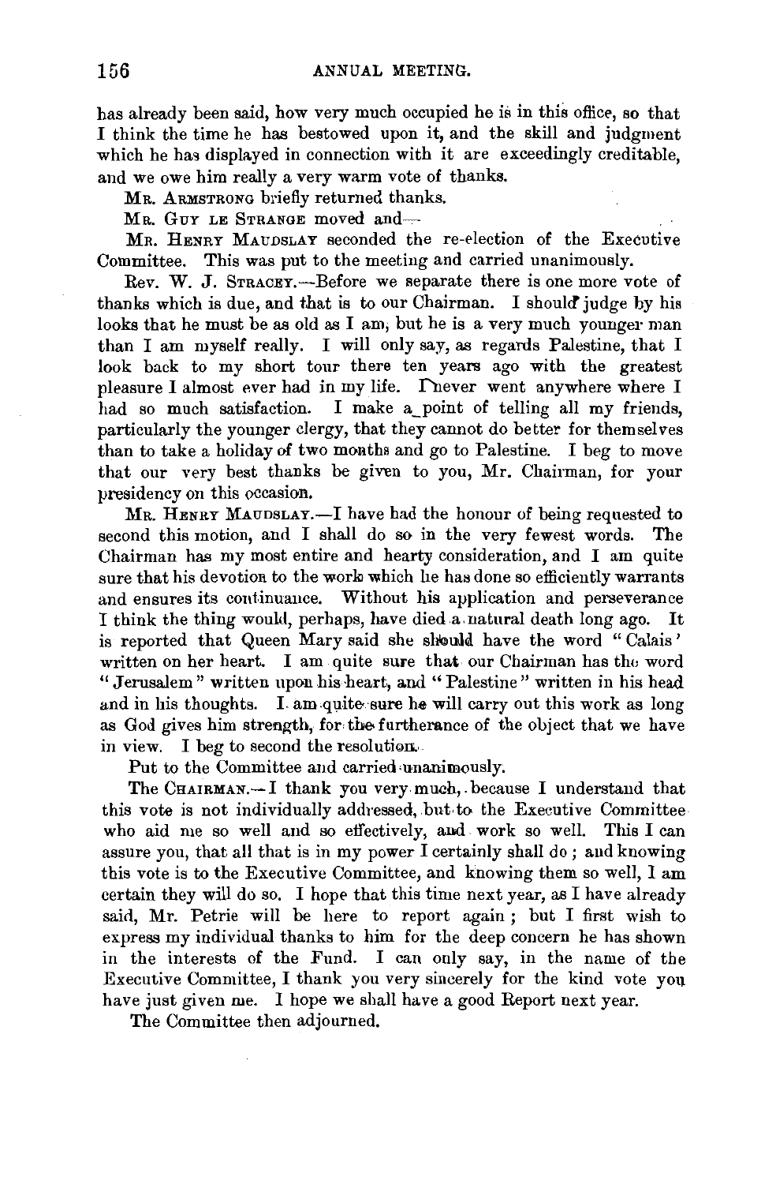has already been said, how very much occupied he is in this office, so that I think the time he has bestowed upon it, and the skill and judgment which he has displayed in connection with it are exceedingly creditable, and we owe him really a very warm vote of thanks.

MR. ARMSTRONG briefly returned thanks.

MR. GUY LE STRANGE moved and—

MR. HENRY MAUDSLAY seconded the re-election of the Executive Committee. This was put to the meeting and carried unanimously.

Rev. W. J. STRACEY.—Before we separate there is one more vote of thanks which is due, and that is to our Chairman. I should judge by his looks that he must be as old as I am, but he is a very much younger man than I am myself really. I will only say, as regards Palestine, that I look back to my short tour there ten years ago with the greatest pleasure I almost ever had in my life. I never went anywhere where I had so much satisfaction. I make a point of telling all my friends, particularly the younger clergy, that they cannot do better for themselves than to take a holiday of two months and go to Palestine. I beg to move that our very best thanks be given to you, Mr. Chairman, for your presidency on this occasion.

MR. HENRY MAUDSLAY.—I have had the honour of being requested to second this motion, and I shall do so in the very fewest words. The Chairman has my most entire and hearty consideration, and I am quite sure that his devotion to the work which he has done so efficiently warrants and ensures its continuance. Without his application and perseverance I think the thing would, perhaps, have died a natural death long ago. It is reported that Queen Mary said she should have the word "Calais" written on her heart. I am quite sure that our Chairman has the word "Jerusalem" written upon his heart, and "Palestine" written in his head and in his thoughts. I am quite sure he will carry out this work as long as God gives him strength, for the furtherance of the object that we have in view. I beg to second the resolution.

Put to the Committee and carried unanimously.

The CHAIRMAN.—I thank you very much, because I understand that this vote is not individually addressed, but to the Executive Committee who aid me so well and so effectively, and work so well. This I can assure you, that all that is in my power I certainly shall do; and knowing this vote is to the Executive Committee, and knowing them so well, I am certain they will do so. I hope that this time next year, as I have already said, Mr. Petrie will be here to report again; but I first wish to express my individual thanks to him for the deep concern he has shown in the interests of the Fund. I can only say, in the name of the Executive Committee, I thank you very sincerely for the kind vote you have just given me. I hope we shall have a good Report next year.

The Committee then adjourned.